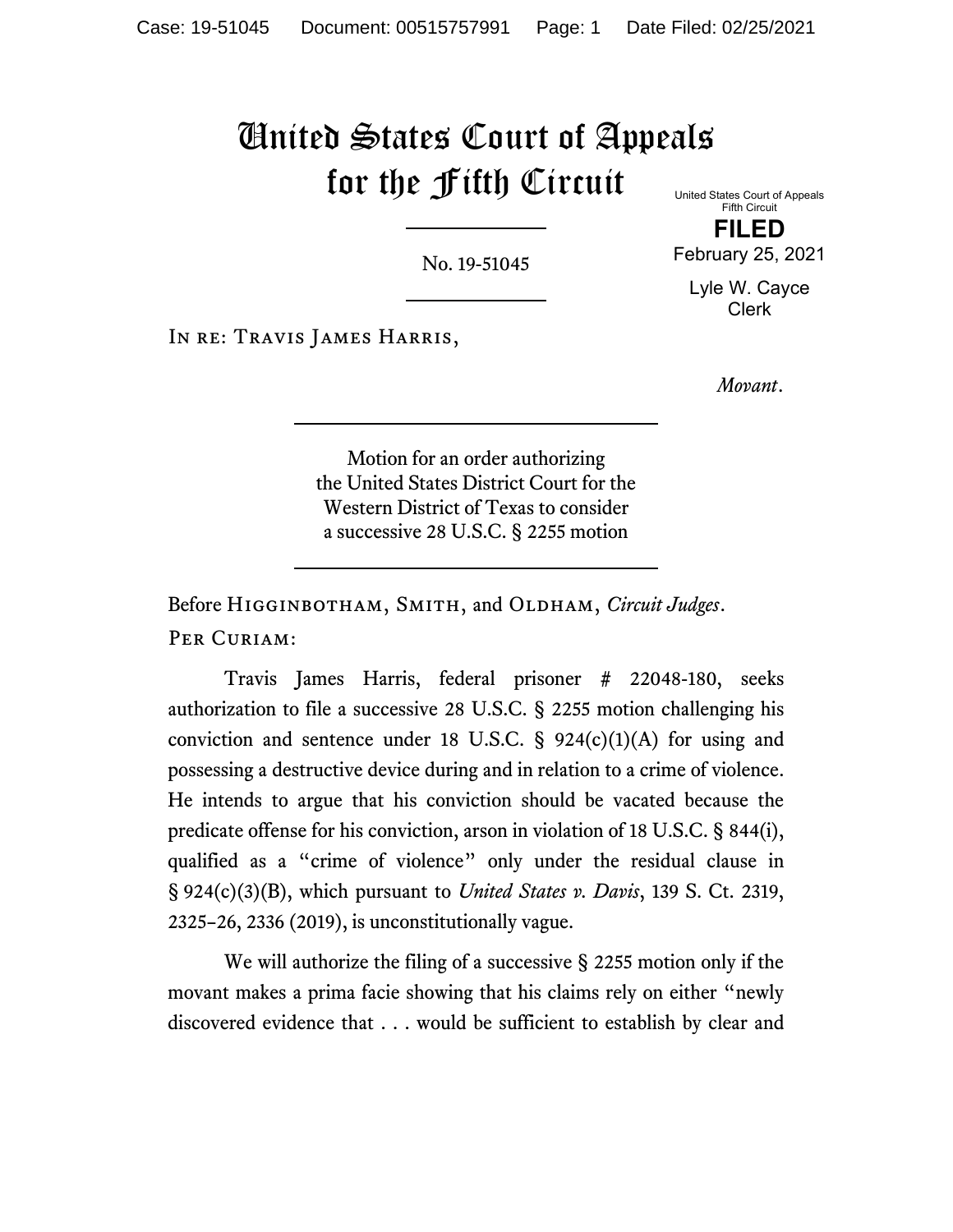# United States Court of Appeals for the Fifth Circuit

United States Court of Appeals
Fifth Circuit

**FILED**

February 25, 2021

Lyle W. Cayce
Clerk

No. 19-51045

In re: Travis James Harris,

*Movant*.

---

Motion for an order authorizing the United States District Court for the Western District of Texas to consider a successive 28 U.S.C. § 2255 motion

---

Before Higginbotham, Smith, and Oldham, *Circuit Judges*.

Per Curiam:

Travis James Harris, federal prisoner # 22048-180, seeks authorization to file a successive 28 U.S.C. § 2255 motion challenging his conviction and sentence under 18 U.S.C. § 924(c)(1)(A) for using and possessing a destructive device during and in relation to a crime of violence. He intends to argue that his conviction should be vacated because the predicate offense for his conviction, arson in violation of 18 U.S.C. § 844(i), qualified as a "crime of violence" only under the residual clause in § 924(c)(3)(B), which pursuant to *United States v. Davis*, 139 S. Ct. 2319, 2325–26, 2336 (2019), is unconstitutionally vague.

We will authorize the filing of a successive § 2255 motion only if the movant makes a prima facie showing that his claims rely on either "newly discovered evidence that . . . would be sufficient to establish by clear and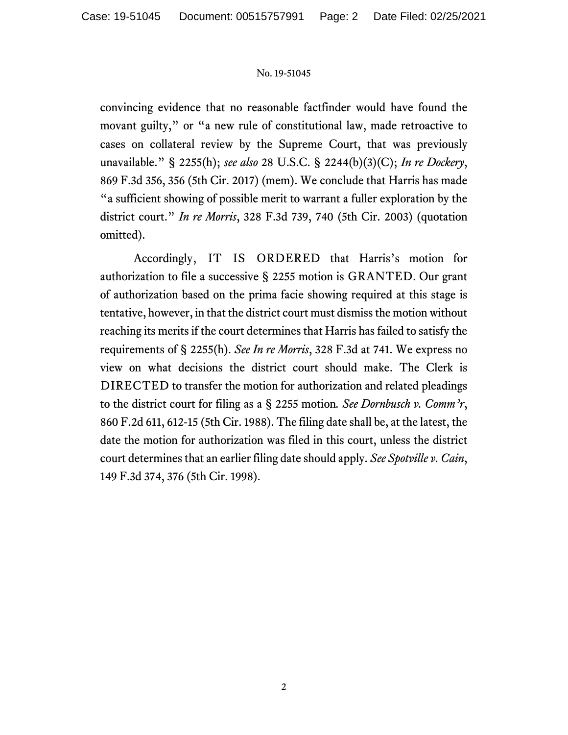convincing evidence that no reasonable factfinder would have found the movant guilty," or "a new rule of constitutional law, made retroactive to cases on collateral review by the Supreme Court, that was previously unavailable." § 2255(h); *see also* 28 U.S.C. § 2244(b)(3)(C); *In re Dockery*, 869 F.3d 356, 356 (5th Cir. 2017) (mem). We conclude that Harris has made "a sufficient showing of possible merit to warrant a fuller exploration by the district court." *In re Morris*, 328 F.3d 739, 740 (5th Cir. 2003) (quotation omitted).

Accordingly, IT IS ORDERED that Harris's motion for authorization to file a successive § 2255 motion is GRANTED. Our grant of authorization based on the prima facie showing required at this stage is tentative, however, in that the district court must dismiss the motion without reaching its merits if the court determines that Harris has failed to satisfy the requirements of § 2255(h). *See In re Morris*, 328 F.3d at 741. We express no view on what decisions the district court should make. The Clerk is DIRECTED to transfer the motion for authorization and related pleadings to the district court for filing as a § 2255 motion. *See Dornbusch v. Comm'r*, 860 F.2d 611, 612-15 (5th Cir. 1988). The filing date shall be, at the latest, the date the motion for authorization was filed in this court, unless the district court determines that an earlier filing date should apply. *See Spotville v. Cain*, 149 F.3d 374, 376 (5th Cir. 1998).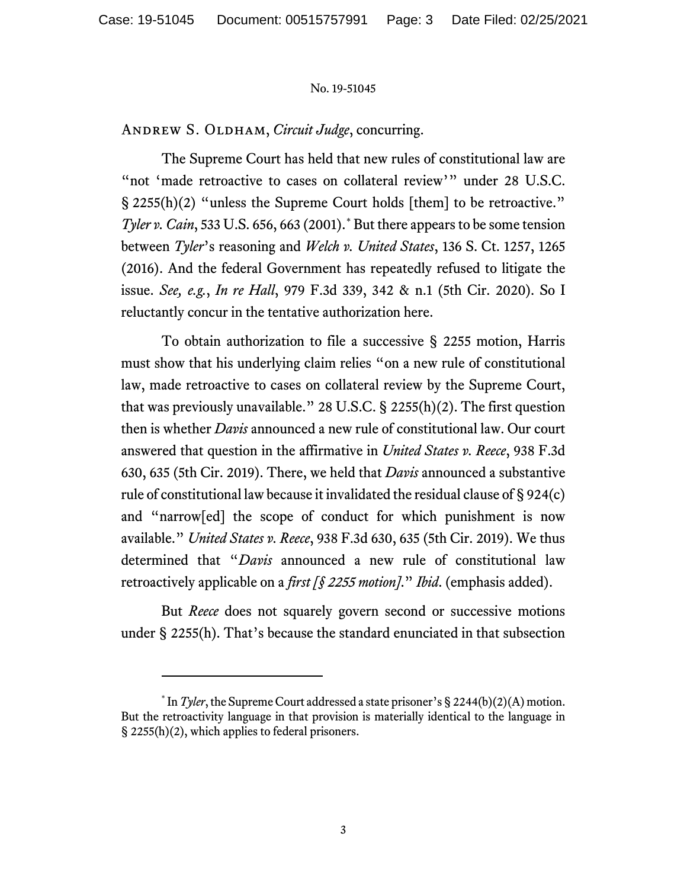No. 19-51045

Andrew S. Oldham, *Circuit Judge*, concurring.

The Supreme Court has held that new rules of constitutional law are "not 'made retroactive to cases on collateral review'" under 28 U.S.C. § 2255(h)(2) "unless the Supreme Court holds [them] to be retroactive." *Tyler v. Cain*, 533 U.S. 656, 663 (2001).* But there appears to be some tension between *Tyler*'s reasoning and *Welch v. United States*, 136 S. Ct. 1257, 1265 (2016). And the federal Government has repeatedly refused to litigate the issue. *See, e.g.*, *In re Hall*, 979 F.3d 339, 342 & n.1 (5th Cir. 2020). So I reluctantly concur in the tentative authorization here.

To obtain authorization to file a successive § 2255 motion, Harris must show that his underlying claim relies "on a new rule of constitutional law, made retroactive to cases on collateral review by the Supreme Court, that was previously unavailable." 28 U.S.C. § 2255(h)(2). The first question then is whether *Davis* announced a new rule of constitutional law. Our court answered that question in the affirmative in *United States v. Reece*, 938 F.3d 630, 635 (5th Cir. 2019). There, we held that *Davis* announced a substantive rule of constitutional law because it invalidated the residual clause of § 924(c) and "narrow[ed] the scope of conduct for which punishment is now available." *United States v. Reece*, 938 F.3d 630, 635 (5th Cir. 2019). We thus determined that "*Davis* announced a new rule of constitutional law retroactively applicable on a *first [§ 2255 motion]*." *Ibid*. (emphasis added).

But *Reece* does not squarely govern second or successive motions under § 2255(h). That's because the standard enunciated in that subsection

---

* In *Tyler*, the Supreme Court addressed a state prisoner's § 2244(b)(2)(A) motion. But the retroactivity language in that provision is materially identical to the language in § 2255(h)(2), which applies to federal prisoners.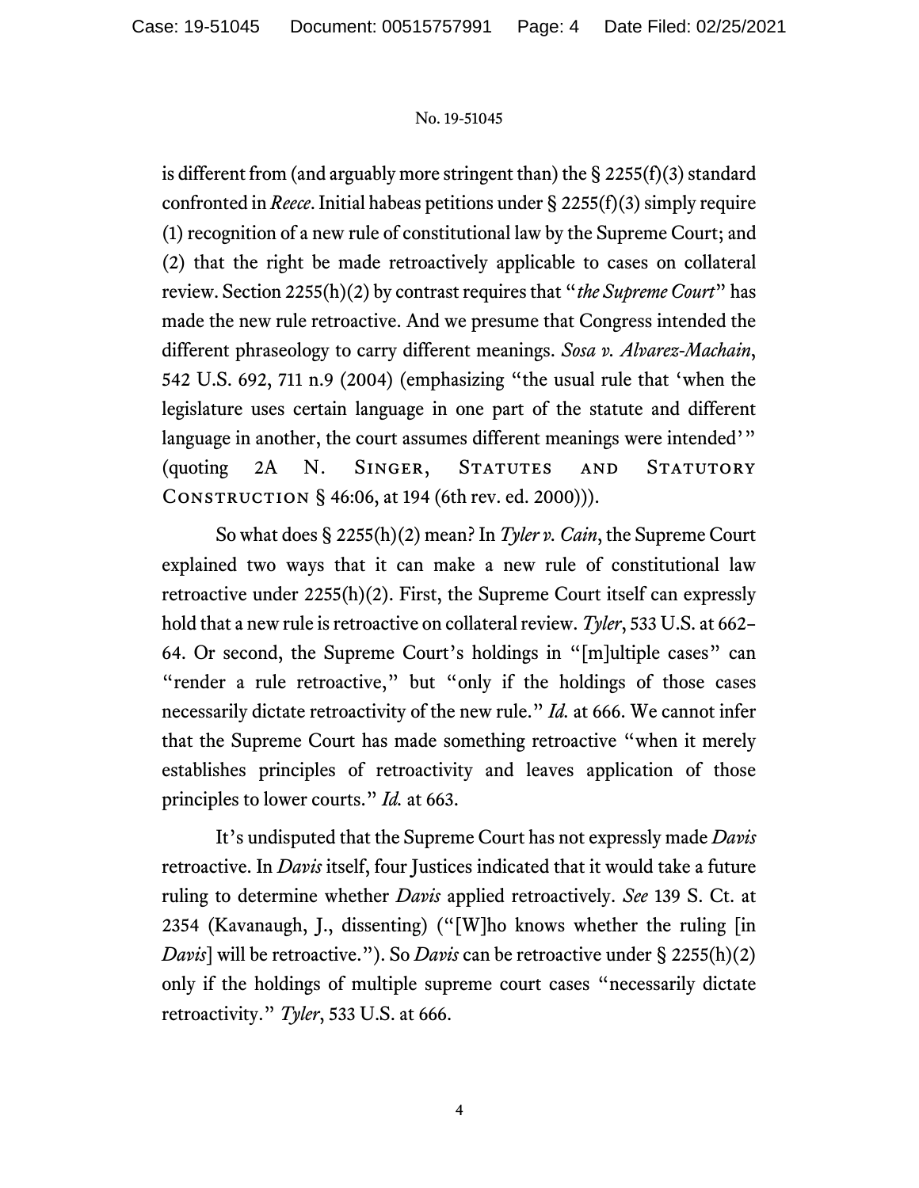is different from (and arguably more stringent than) the § 2255(f)(3) standard confronted in *Reece*. Initial habeas petitions under § 2255(f)(3) simply require (1) recognition of a new rule of constitutional law by the Supreme Court; and (2) that the right be made retroactively applicable to cases on collateral review. Section 2255(h)(2) by contrast requires that "*the Supreme Court*" has made the new rule retroactive. And we presume that Congress intended the different phraseology to carry different meanings. *Sosa v. Alvarez-Machain*, 542 U.S. 692, 711 n.9 (2004) (emphasizing "the usual rule that 'when the legislature uses certain language in one part of the statute and different language in another, the court assumes different meanings were intended'" (quoting 2A N. Singer, Statutes and Statutory Construction § 46:06, at 194 (6th rev. ed. 2000))).

So what does § 2255(h)(2) mean? In *Tyler v. Cain*, the Supreme Court explained two ways that it can make a new rule of constitutional law retroactive under 2255(h)(2). First, the Supreme Court itself can expressly hold that a new rule is retroactive on collateral review. *Tyler*, 533 U.S. at 662–64. Or second, the Supreme Court's holdings in "[m]ultiple cases" can "render a rule retroactive," but "only if the holdings of those cases necessarily dictate retroactivity of the new rule." *Id.* at 666. We cannot infer that the Supreme Court has made something retroactive "when it merely establishes principles of retroactivity and leaves application of those principles to lower courts." *Id.* at 663.

It's undisputed that the Supreme Court has not expressly made *Davis* retroactive. In *Davis* itself, four Justices indicated that it would take a future ruling to determine whether *Davis* applied retroactively. *See* 139 S. Ct. at 2354 (Kavanaugh, J., dissenting) ("[W]ho knows whether the ruling [in *Davis*] will be retroactive."). So *Davis* can be retroactive under § 2255(h)(2) only if the holdings of multiple supreme court cases "necessarily dictate retroactivity." *Tyler*, 533 U.S. at 666.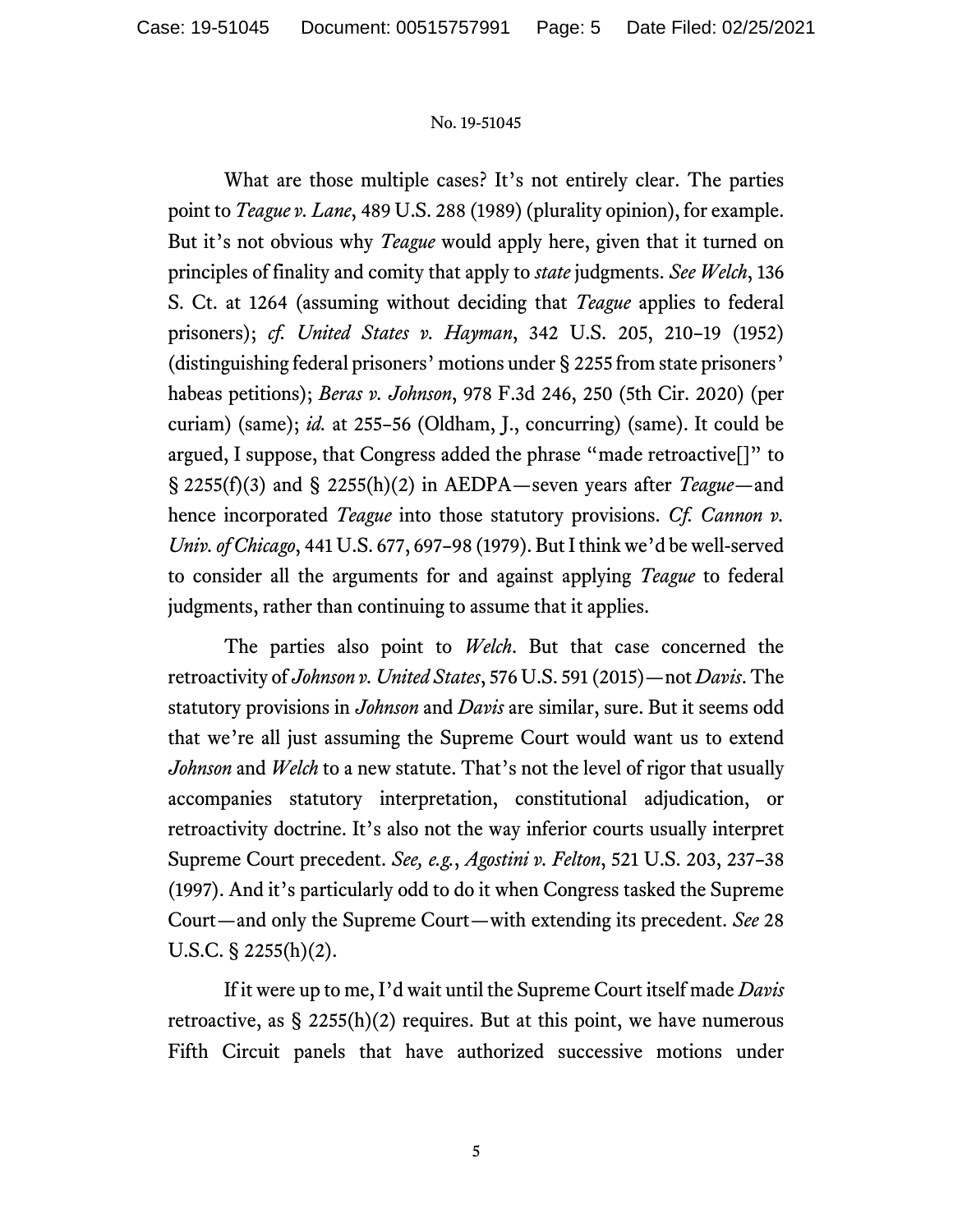What are those multiple cases? It's not entirely clear. The parties point to *Teague v. Lane*, 489 U.S. 288 (1989) (plurality opinion), for example. But it's not obvious why *Teague* would apply here, given that it turned on principles of finality and comity that apply to *state* judgments. *See Welch*, 136 S. Ct. at 1264 (assuming without deciding that *Teague* applies to federal prisoners); *cf. United States v. Hayman*, 342 U.S. 205, 210–19 (1952) (distinguishing federal prisoners' motions under § 2255 from state prisoners' habeas petitions); *Beras v. Johnson*, 978 F.3d 246, 250 (5th Cir. 2020) (per curiam) (same); *id.* at 255–56 (Oldham, J., concurring) (same). It could be argued, I suppose, that Congress added the phrase "made retroactive[]" to § 2255(f)(3) and § 2255(h)(2) in AEDPA—seven years after *Teague*—and hence incorporated *Teague* into those statutory provisions. *Cf. Cannon v. Univ. of Chicago*, 441 U.S. 677, 697–98 (1979). But I think we'd be well-served to consider all the arguments for and against applying *Teague* to federal judgments, rather than continuing to assume that it applies.

The parties also point to *Welch*. But that case concerned the retroactivity of *Johnson v. United States*, 576 U.S. 591 (2015)—not *Davis*. The statutory provisions in *Johnson* and *Davis* are similar, sure. But it seems odd that we're all just assuming the Supreme Court would want us to extend *Johnson* and *Welch* to a new statute. That's not the level of rigor that usually accompanies statutory interpretation, constitutional adjudication, or retroactivity doctrine. It's also not the way inferior courts usually interpret Supreme Court precedent. *See, e.g.*, *Agostini v. Felton*, 521 U.S. 203, 237–38 (1997). And it's particularly odd to do it when Congress tasked the Supreme Court—and only the Supreme Court—with extending its precedent. *See* 28 U.S.C. § 2255(h)(2).

If it were up to me, I'd wait until the Supreme Court itself made *Davis* retroactive, as § 2255(h)(2) requires. But at this point, we have numerous Fifth Circuit panels that have authorized successive motions under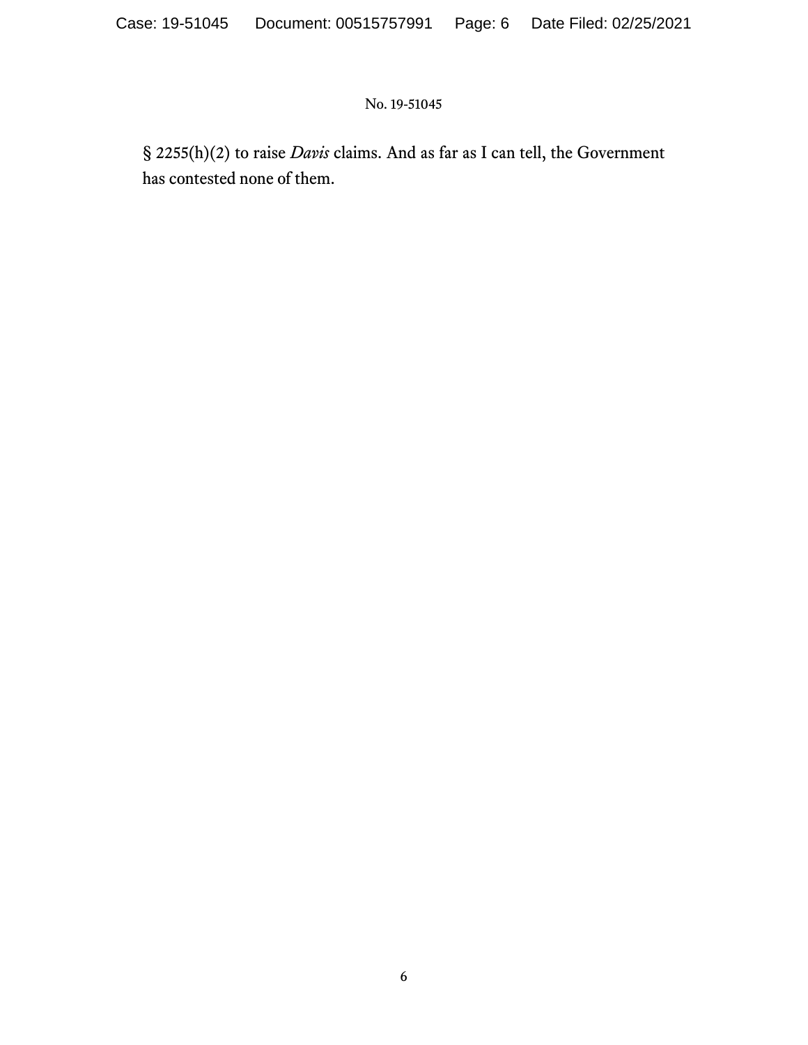§ 2255(h)(2) to raise *Davis* claims. And as far as I can tell, the Government has contested none of them.